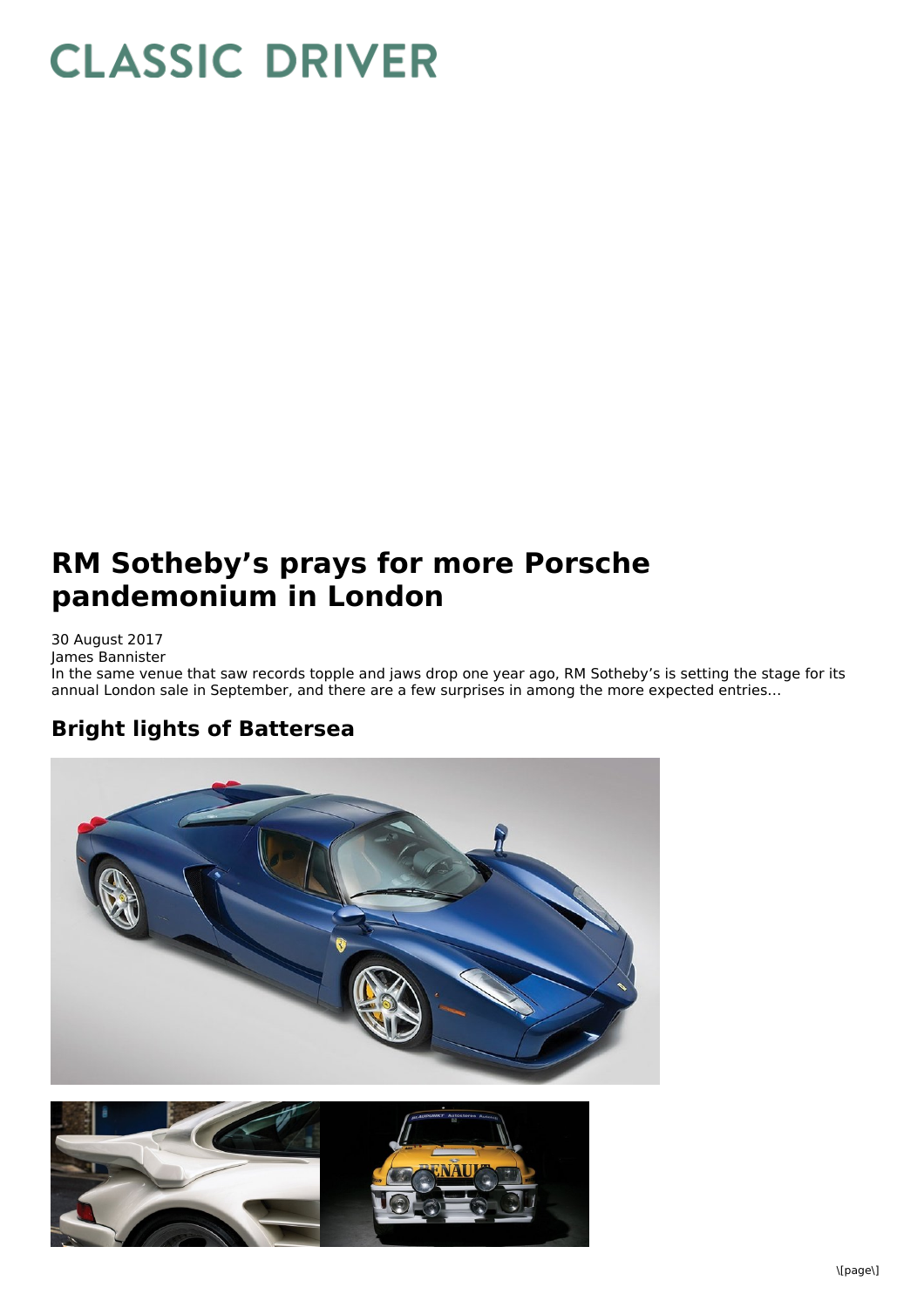# CLASSIC DRIVER

## RM Sotheby's prays for more Porsche pandemonium in London

30 August 2017
James Bannister
In the same venue that saw records topple and jaws drop one year ago, RM Sotheby's is setting the stage for its annual London sale in September, and there are a few surprises in among the more expected entries...

### Bright lights of Battersea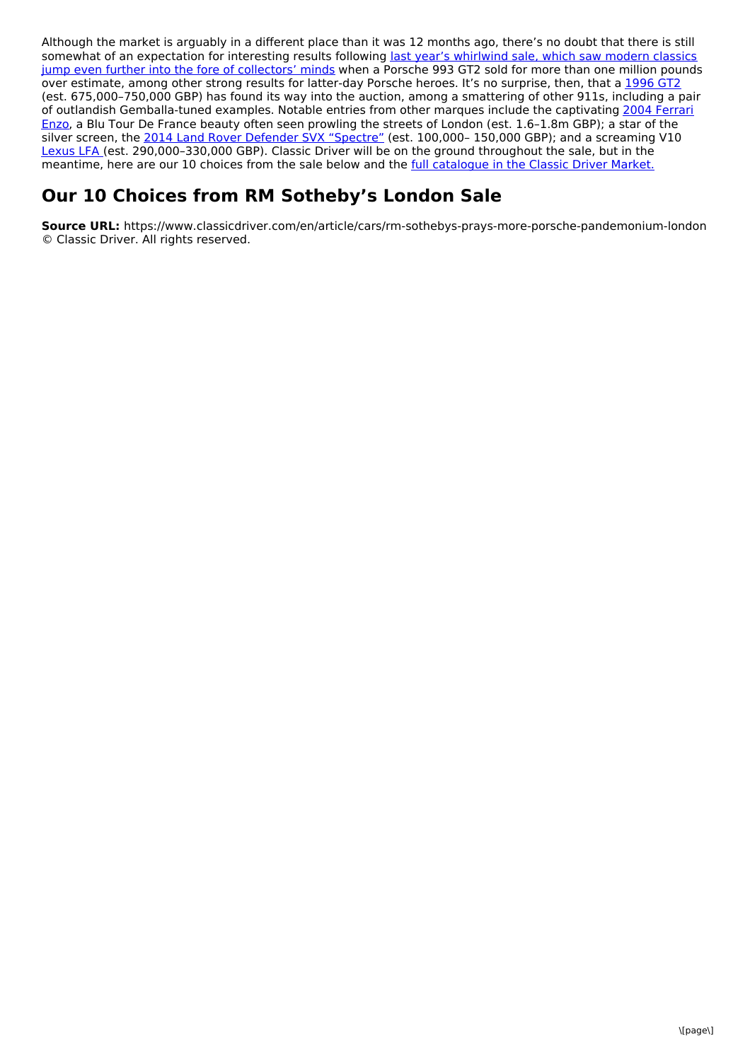Although the market is arguably in a different place than it was 12 months ago, there's no doubt that there is still somewhat of an expectation for interesting results following [last year's whirlwind sale, which saw modern classics jump even further into the fore of collectors' minds] when a Porsche 993 GT2 sold for more than one million pounds over estimate, among other strong results for latter-day Porsche heroes. It's no surprise, then, that a [1996 GT2] (est. 675,000–750,000 GBP) has found its way into the auction, among a smattering of other 911s, including a pair of outlandish Gemballa-tuned examples. Notable entries from other marques include the captivating [2004 Ferrari Enzo], a Blu Tour De France beauty often seen prowling the streets of London (est. 1.6–1.8m GBP); a star of the silver screen, the [2014 Land Rover Defender SVX "Spectre"] (est. 100,000– 150,000 GBP); and a screaming V10 [Lexus LFA] (est. 290,000–330,000 GBP). Classic Driver will be on the ground throughout the sale, but in the meantime, here are our 10 choices from the sale below and the [full catalogue in the Classic Driver Market.]

## Our 10 Choices from RM Sotheby's London Sale

**Source URL:** https://www.classicdriver.com/en/article/cars/rm-sothebys-prays-more-porsche-pandemonium-london
© Classic Driver. All rights reserved.